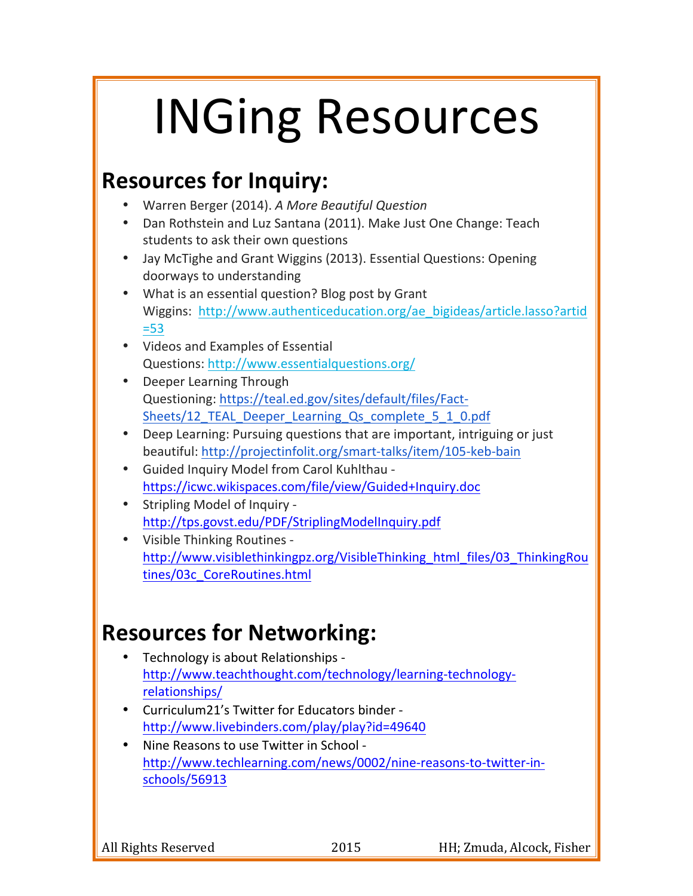# INGing Resources

## Resources for Inquiry:

- Warren Berger (2014). *A More Beautiful Question*
- Dan Rothstein and Luz Santana (2011). Make Just One Change: Teach students to ask their own questions
- Jay McTighe and Grant Wiggins (2013). Essential Questions: Opening doorways to understanding
- What is an essential question? Blog post by Grant Wiggins: http://www.authenticeducation.org/ae_bigideas/article.lasso?artid=53
- Videos and Examples of Essential Questions: http://www.essentialquestions.org/
- Deeper Learning Through Questioning: https://teal.ed.gov/sites/default/files/Fact-Sheets/12_TEAL_Deeper_Learning_Qs_complete_5_1_0.pdf
- Deep Learning: Pursuing questions that are important, intriguing or just beautiful: http://projectinfolit.org/smart-talks/item/105-keb-bain
- Guided Inquiry Model from Carol Kuhlthau - https://icwc.wikispaces.com/file/view/Guided+Inquiry.doc
- Stripling Model of Inquiry - http://tps.govst.edu/PDF/StriplingModelInquiry.pdf
- Visible Thinking Routines - http://www.visiblethinkingpz.org/VisibleThinking_html_files/03_ThinkingRoutines/03c_CoreRoutines.html

## Resources for Networking:

- Technology is about Relationships - http://www.teachthought.com/technology/learning-technology-relationships/
- Curriculum21's Twitter for Educators binder - http://www.livebinders.com/play/play?id=49640
- Nine Reasons to use Twitter in School - http://www.techlearning.com/news/0002/nine-reasons-to-twitter-in-schools/56913

All Rights Reserved 2015 HH; Zmuda, Alcock, Fisher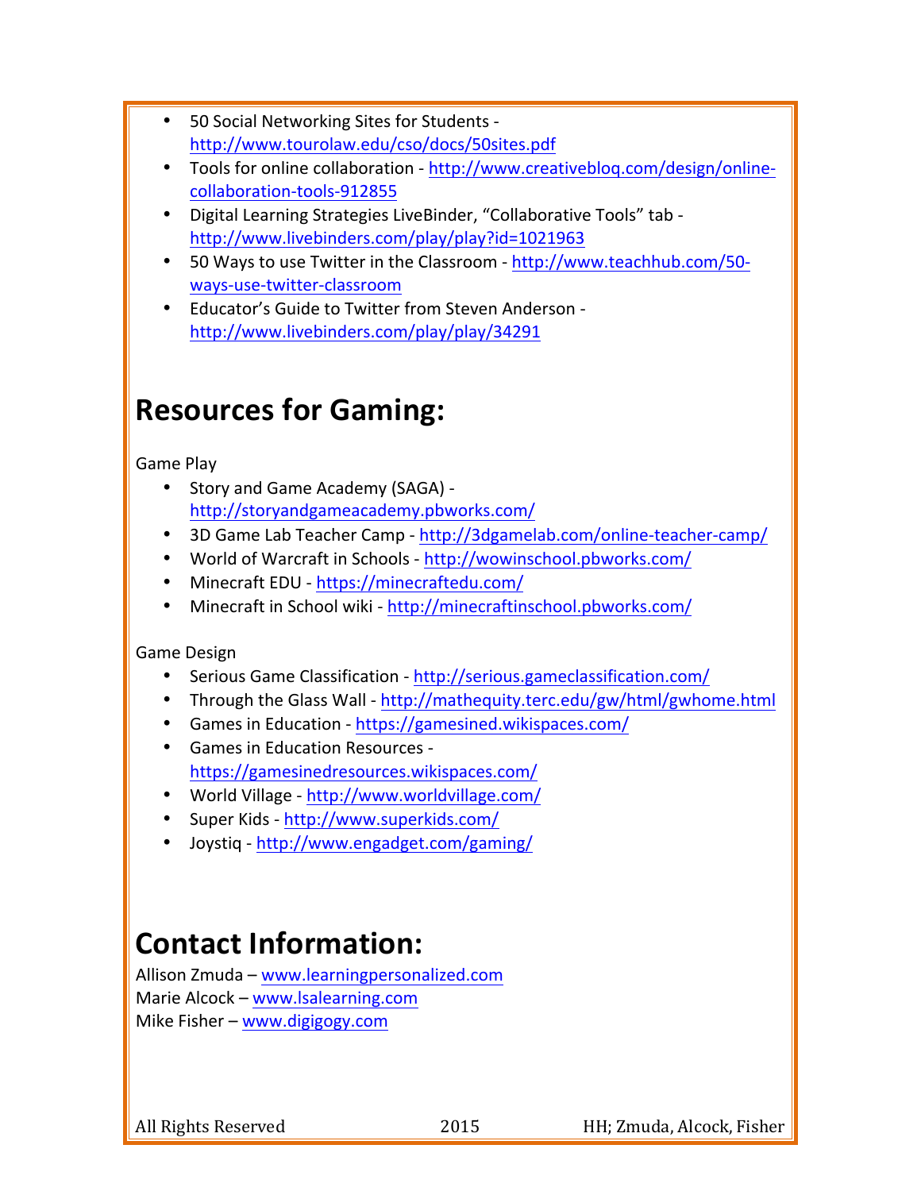- 50 Social Networking Sites for Students - http://www.tourolaw.edu/cso/docs/50sites.pdf
- Tools for online collaboration - http://www.creativebloq.com/design/online-collaboration-tools-912855
- Digital Learning Strategies LiveBinder, "Collaborative Tools" tab - http://www.livebinders.com/play/play?id=1021963
- 50 Ways to use Twitter in the Classroom - http://www.teachhub.com/50-ways-use-twitter-classroom
- Educator's Guide to Twitter from Steven Anderson - http://www.livebinders.com/play/play/34291

## Resources for Gaming:

Game Play

- Story and Game Academy (SAGA) - http://storyandgameacademy.pbworks.com/
- 3D Game Lab Teacher Camp - http://3dgamelab.com/online-teacher-camp/
- World of Warcraft in Schools - http://wowinschool.pbworks.com/
- Minecraft EDU - https://minecraftedu.com/
- Minecraft in School wiki - http://minecraftinschool.pbworks.com/

Game Design

- Serious Game Classification - http://serious.gameclassification.com/
- Through the Glass Wall - http://mathequity.terc.edu/gw/html/gwhome.html
- Games in Education - https://gamesined.wikispaces.com/
- Games in Education Resources - https://gamesinedresources.wikispaces.com/
- World Village - http://www.worldvillage.com/
- Super Kids - http://www.superkids.com/
- Joystiq - http://www.engadget.com/gaming/

## Contact Information:

Allison Zmuda – www.learningpersonalized.com
Marie Alcock – www.lsalearning.com
Mike Fisher – www.digigogy.com